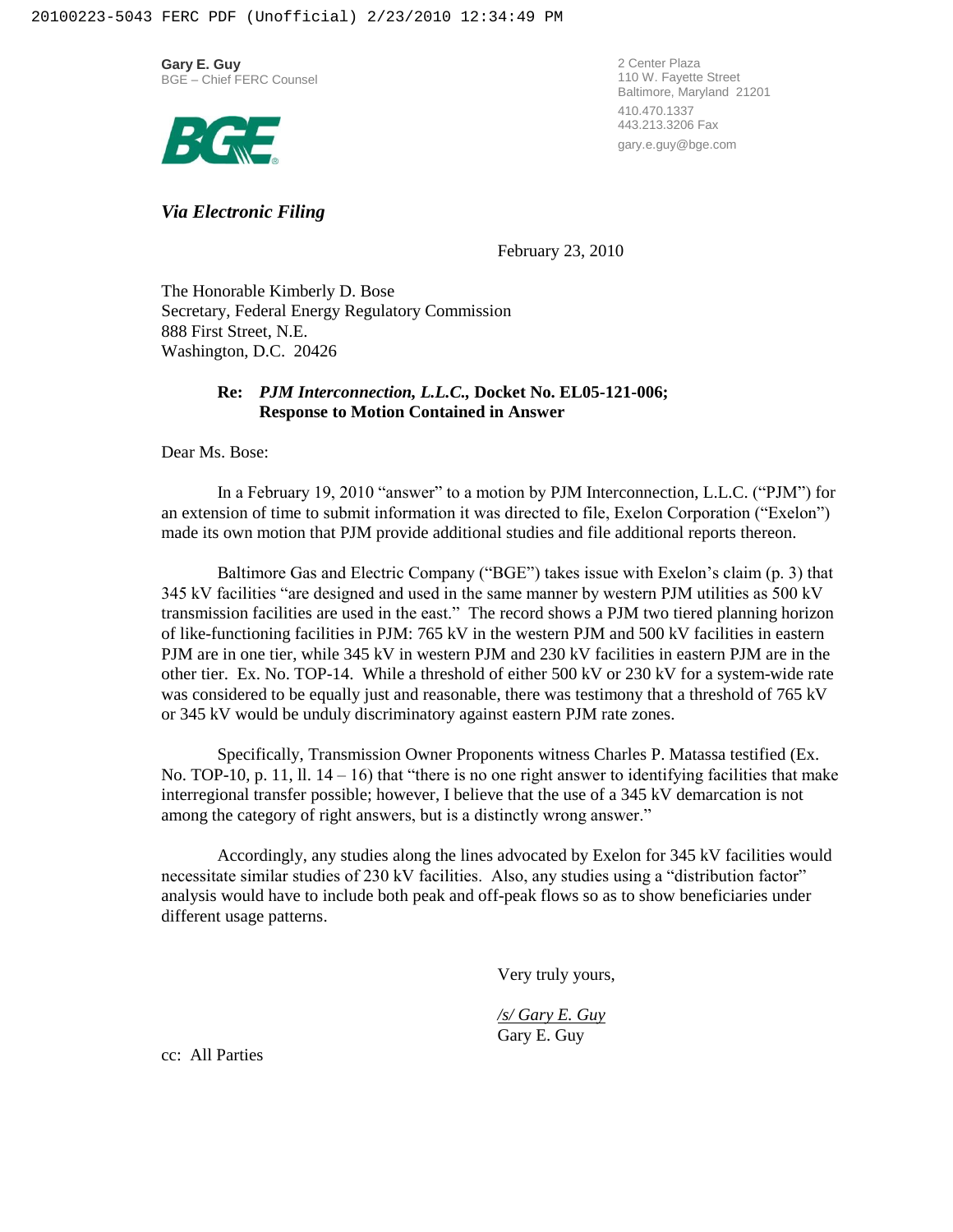**Gary E. Guy**
BGE – Chief FERC Counsel

BGE

2 Center Plaza
110 W. Fayette Street
Baltimore, Maryland 21201
410.470.1337
443.213.3206 Fax
gary.e.guy@bge.com

***Via Electronic Filing***

February 23, 2010

The Honorable Kimberly D. Bose
Secretary, Federal Energy Regulatory Commission
888 First Street, N.E.
Washington, D.C. 20426

**Re: *PJM Interconnection, L.L.C.*, Docket No. EL05-121-006;
Response to Motion Contained in Answer**

Dear Ms. Bose:

In a February 19, 2010 "answer" to a motion by PJM Interconnection, L.L.C. ("PJM") for an extension of time to submit information it was directed to file, Exelon Corporation ("Exelon") made its own motion that PJM provide additional studies and file additional reports thereon.

Baltimore Gas and Electric Company ("BGE") takes issue with Exelon's claim (p. 3) that 345 kV facilities "are designed and used in the same manner by western PJM utilities as 500 kV transmission facilities are used in the east." The record shows a PJM two tiered planning horizon of like-functioning facilities in PJM: 765 kV in the western PJM and 500 kV facilities in eastern PJM are in one tier, while 345 kV in western PJM and 230 kV facilities in eastern PJM are in the other tier. Ex. No. TOP-14. While a threshold of either 500 kV or 230 kV for a system-wide rate was considered to be equally just and reasonable, there was testimony that a threshold of 765 kV or 345 kV would be unduly discriminatory against eastern PJM rate zones.

Specifically, Transmission Owner Proponents witness Charles P. Matassa testified (Ex. No. TOP-10, p. 11, ll. 14 – 16) that "there is no one right answer to identifying facilities that make interregional transfer possible; however, I believe that the use of a 345 kV demarcation is not among the category of right answers, but is a distinctly wrong answer."

Accordingly, any studies along the lines advocated by Exelon for 345 kV facilities would necessitate similar studies of 230 kV facilities. Also, any studies using a "distribution factor" analysis would have to include both peak and off-peak flows so as to show beneficiaries under different usage patterns.

Very truly yours,

*/s/ Gary E. Guy*
Gary E. Guy

cc: All Parties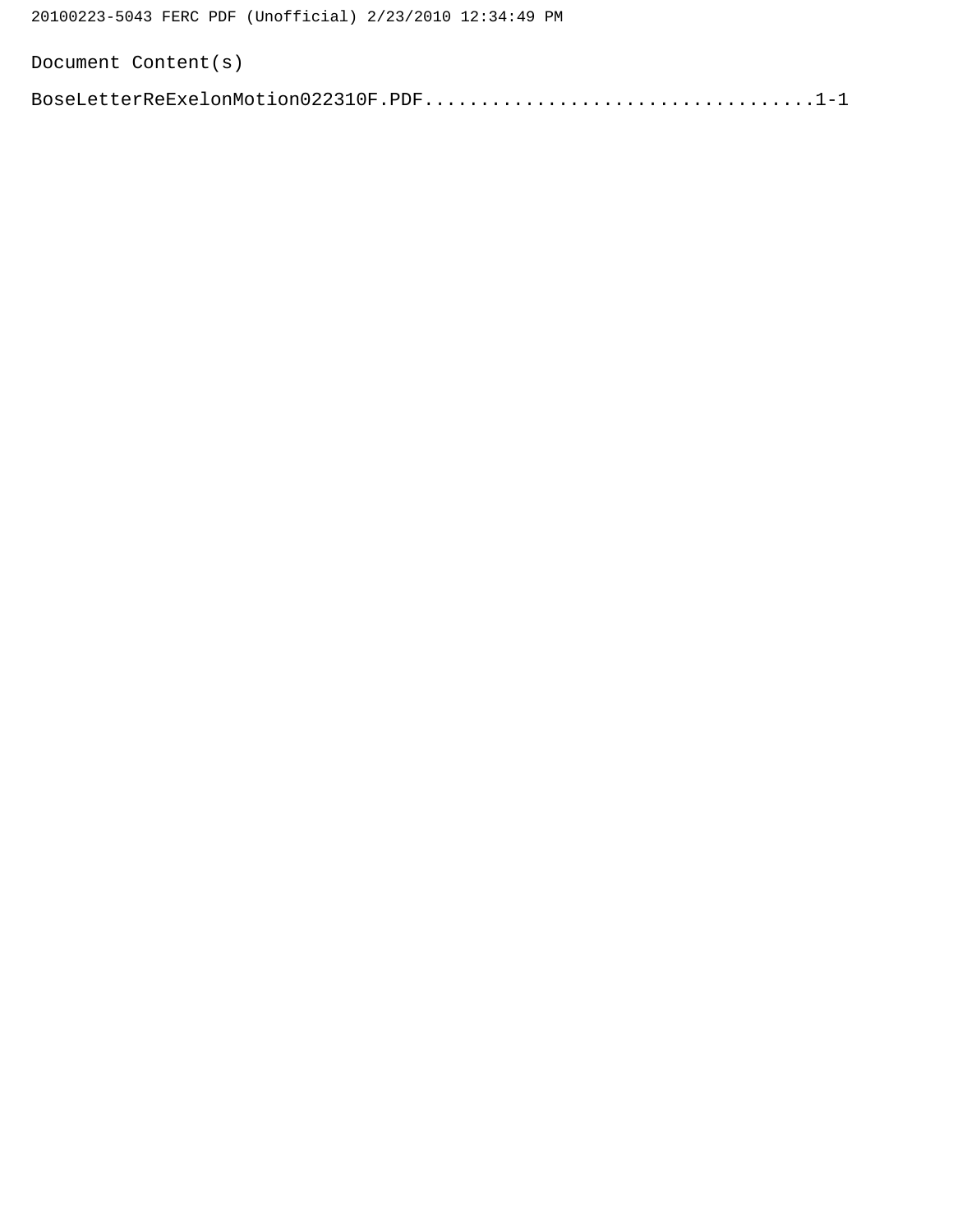20100223-5043 FERC PDF (Unofficial) 2/23/2010 12:34:49 PM

Document Content(s)

BoseLetterReExelonMotion022310F.PDF....................................1-1